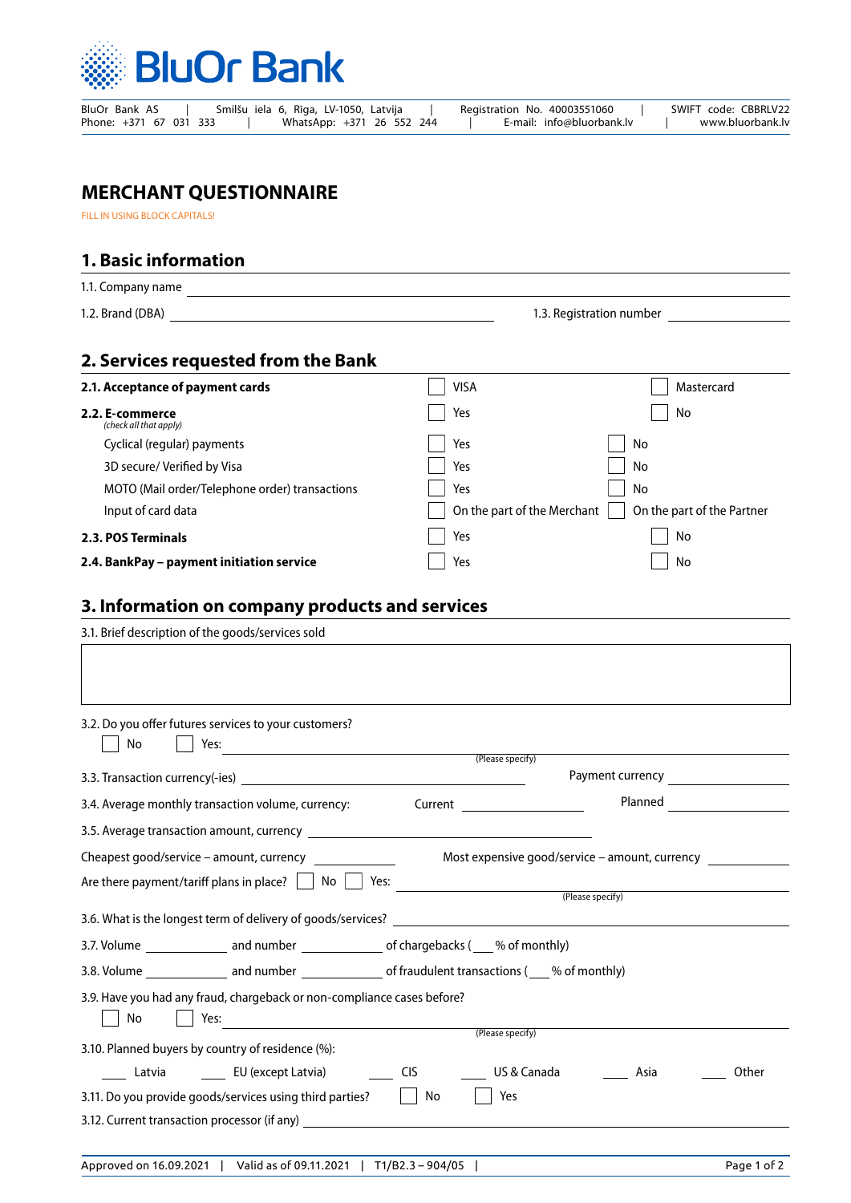BluOr Bank

BluOr Bank AS | Smilšu iela 6, Riga, LV-1050, Latvija | Registration No. 40003551060 | SWIFT code: CBBRLV22
Phone: +371 67 031 333 | WhatsApp: +371 26 552 244 | E-mail: info@bluorbank.lv | www.bluorbank.lv

# MERCHANT QUESTIONNAIRE

FILL IN USING BLOCK CAPITALS!

## 1. Basic information

1.1. Company name \_\_\_\_\_\_\_\_\_\_\_\_\_\_\_\_\_\_\_\_

1.2. Brand (DBA) \_\_\_\_\_\_\_\_\_\_\_\_\_\_\_\_\_\_\_\_ 1.3. Registration number \_\_\_\_\_\_\_\_\_\_\_\_\_\_\_\_\_\_\_\_

## 2. Services requested from the Bank

| | | |
|---|---|---|
| **2.1. Acceptance of payment cards** | ☐ VISA | ☐ Mastercard |
| **2.2. E-commerce** *(check all that apply)* | ☐ Yes | ☐ No |
| Cyclical (regular) payments | ☐ Yes | ☐ No |
| 3D secure/ Verified by Visa | ☐ Yes | ☐ No |
| MOTO (Mail order/Telephone order) transactions | ☐ Yes | ☐ No |
| Input of card data | ☐ On the part of the Merchant | ☐ On the part of the Partner |
| **2.3. POS Terminals** | ☐ Yes | ☐ No |
| **2.4. BankPay – payment initiation service** | ☐ Yes | ☐ No |

## 3. Information on company products and services

3.1. Brief description of the goods/services sold

| |
|---|
| |

3.2. Do you offer futures services to your customers?
☐ No ☐ Yes: \_\_\_\_\_\_\_\_\_\_\_\_\_\_\_\_\_\_\_\_ (Please specify)

3.3. Transaction currency(-ies) \_\_\_\_\_\_\_\_\_\_\_\_\_\_\_\_\_\_\_\_ Payment currency \_\_\_\_\_\_\_\_\_\_\_\_\_\_\_\_\_\_\_\_

3.4. Average monthly transaction volume, currency: Current \_\_\_\_\_\_\_\_\_\_\_\_\_\_\_\_\_\_\_\_ Planned \_\_\_\_\_\_\_\_\_\_\_\_\_\_\_\_\_\_\_\_

3.5. Average transaction amount, currency \_\_\_\_\_\_\_\_\_\_\_\_\_\_\_\_\_\_\_\_

Cheapest good/service – amount, currency \_\_\_\_\_\_\_\_\_\_\_\_\_\_\_\_\_\_\_\_ Most expensive good/service – amount, currency \_\_\_\_\_\_\_\_\_\_\_\_\_\_\_\_\_\_\_\_

Are there payment/tariff plans in place? ☐ No ☐ Yes: \_\_\_\_\_\_\_\_\_\_\_\_\_\_\_\_\_\_\_\_ (Please specify)

3.6. What is the longest term of delivery of goods/services? \_\_\_\_\_\_\_\_\_\_\_\_\_\_\_\_\_\_\_\_

3.7. Volume \_\_\_\_\_\_\_\_\_\_\_\_ and number \_\_\_\_\_\_\_\_\_\_\_\_ of chargebacks (\_\_\_% of monthly)

3.8. Volume \_\_\_\_\_\_\_\_\_\_\_\_ and number \_\_\_\_\_\_\_\_\_\_\_\_ of fraudulent transactions (\_\_\_% of monthly)

3.9. Have you had any fraud, chargeback or non-compliance cases before?
☐ No ☐ Yes: \_\_\_\_\_\_\_\_\_\_\_\_\_\_\_\_\_\_\_\_ (Please specify)

3.10. Planned buyers by country of residence (%):
\_\_\_\_ Latvia \_\_\_\_ EU (except Latvia) \_\_\_\_ CIS \_\_\_\_ US & Canada \_\_\_\_ Asia \_\_\_\_ Other

3.11. Do you provide goods/services using third parties? ☐ No ☐ Yes

3.12. Current transaction processor (if any) \_\_\_\_\_\_\_\_\_\_\_\_\_\_\_\_\_\_\_\_

Approved on 16.09.2021 | Valid as of 09.11.2021 | T1/B2.3 – 904/05 |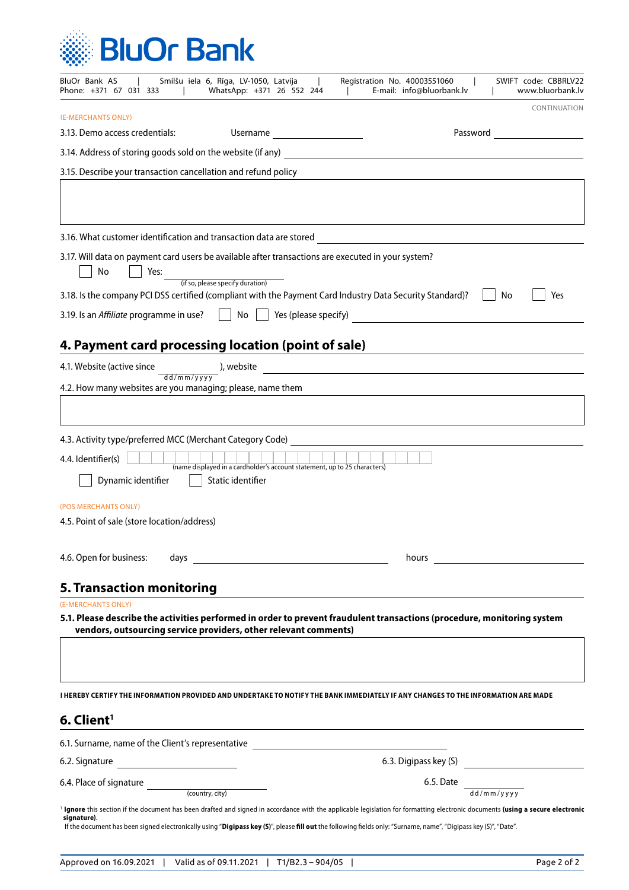# BluOr Bank

BluOr Bank AS | Smilšu iela 6, Riga, LV-1050, Latvija | Registration No. 40003551060 | SWIFT code: CBBRLV22
Phone: +371 67 031 333 | WhatsApp: +371 26 552 244 | E-mail: info@bluorbank.lv | www.bluorbank.lv

CONTINUATION

(E-MERCHANTS ONLY)

3.13. Demo access credentials: Username \_\_\_\_\_\_\_\_\_\_ Password \_\_\_\_\_\_\_\_\_\_

3.14. Address of storing goods sold on the website (if any) \_\_\_\_\_\_\_\_\_\_

3.15. Describe your transaction cancellation and refund policy

|   |
|---|
|   |

3.16. What customer identification and transaction data are stored \_\_\_\_\_\_\_\_\_\_

3.17. Will data on payment card users be available after transactions are executed in your system?

☐ No ☐ Yes: \_\_\_\_\_\_\_\_\_\_ (if so, please specify duration)

3.18. Is the company PCI DSS certified (compliant with the Payment Card Industry Data Security Standard)? ☐ No ☐ Yes

3.19. Is an *Affiliate* programme in use? ☐ No ☐ Yes (please specify) \_\_\_\_\_\_\_\_\_\_

## 4. Payment card processing location (point of sale)

4.1. Website (active since \_\_\_\_\_\_\_\_\_\_ (dd/mm/yyyy)), website \_\_\_\_\_\_\_\_\_\_

4.2. How many websites are you managing; please, name them

|   |
|---|
|   |

4.3. Activity type/preferred MCC (Merchant Category Code) \_\_\_\_\_\_\_\_\_\_

4.4. Identifier(s) ☐☐☐☐☐☐☐☐☐☐☐☐☐☐☐☐☐☐☐☐☐☐☐☐☐
(name displayed in a cardholder's account statement, up to 25 characters)

☐ Dynamic identifier ☐ Static identifier

(POS MERCHANTS ONLY)

4.5. Point of sale (store location/address)

4.6. Open for business: days \_\_\_\_\_\_\_\_\_\_ hours \_\_\_\_\_\_\_\_\_\_

## 5. Transaction monitoring

(E-MERCHANTS ONLY)

**5.1. Please describe the activities performed in order to prevent fraudulent transactions (procedure, monitoring system vendors, outsourcing service providers, other relevant comments)**

|   |
|---|
|   |

**I HEREBY CERTIFY THE INFORMATION PROVIDED AND UNDERTAKE TO NOTIFY THE BANK IMMEDIATELY IF ANY CHANGES TO THE INFORMATION ARE MADE**

## 6. Client[1]

6.1. Surname, name of the Client's representative \_\_\_\_\_\_\_\_\_\_

6.2. Signature \_\_\_\_\_\_\_\_\_\_

6.3. Digipass key (S) \_\_\_\_\_\_\_\_\_\_

6.4. Place of signature \_\_\_\_\_\_\_\_\_\_ (country, city)

6.5. Date \_\_\_\_\_\_\_\_\_\_ (dd/mm/yyyy)

[1] **Ignore** this section if the document has been drafted and signed in accordance with the applicable legislation for formatting electronic documents **(using a secure electronic signature)**.
If the document has been signed electronically using "**Digipass key (S)**", please **fill out** the following fields only: "Surname, name", "Digipass key (S)", "Date".

Approved on 16.09.2021 | Valid as of 09.11.2021 | T1/B2.3 – 904/05 |